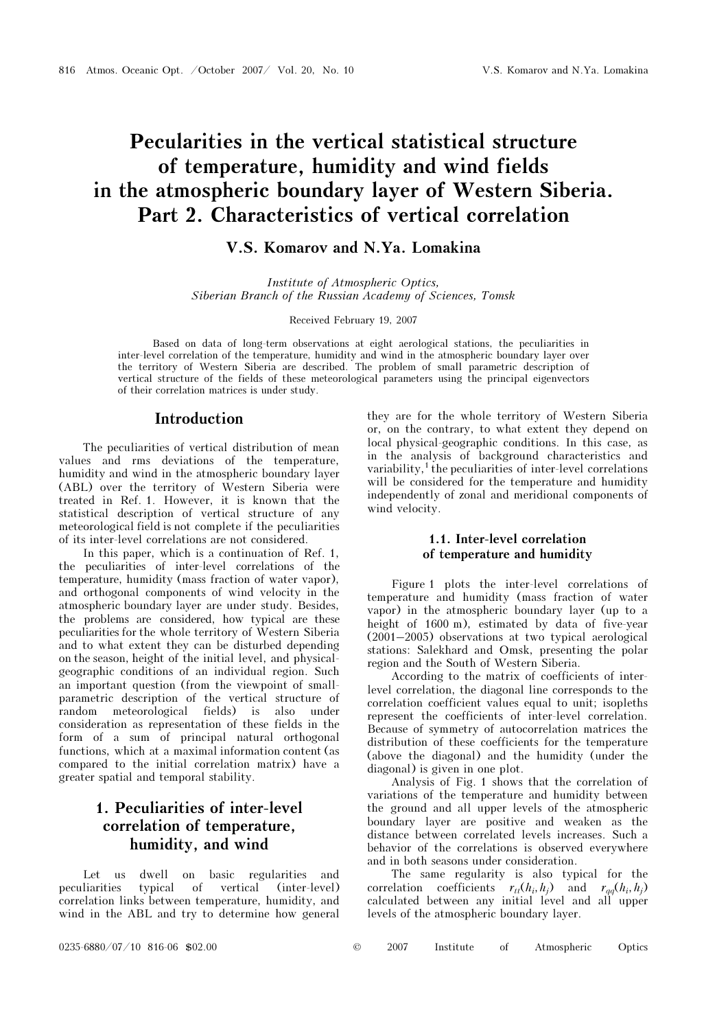# Pecularities in the vertical statistical structure of temperature, humidity and wind fields in the atmospheric boundary layer of Western Siberia. Part 2. Characteristics of vertical correlation

**V.S. Komarov and N.Ya. Lomakina**

*Institute of Atmospheric Optics, Siberian Branch of the Russian Academy of Sciences, Tomsk*

Received February 19, 2007

Based on data of long-term observations at eight aerological stations, the peculiarities in inter-level correlation of the temperature, humidity and wind in the atmospheric boundary layer over the territory of Western Siberia are described. The problem of small parametric description of vertical structure of the fields of these meteorological parameters using the principal eigenvectors of their correlation matrices is under study.

## Introduction

The peculiarities of vertical distribution of mean values and rms deviations of the temperature, humidity and wind in the atmospheric boundary layer (ABL) over the territory of Western Siberia were treated in Ref. 1. However, it is known that the statistical description of vertical structure of any meteorological field is not complete if the peculiarities of its inter-level correlations are not considered.

In this paper, which is a continuation of Ref. 1, the peculiarities of inter-level correlations of the temperature, humidity (mass fraction of water vapor), and orthogonal components of wind velocity in the atmospheric boundary layer are under study. Besides, the problems are considered, how typical are these peculiarities for the whole territory of Western Siberia and to what extent they can be disturbed depending on the season, height of the initial level, and physical-geographic conditions of an individual region. Such an important question (from the viewpoint of small-parametric description of the vertical structure of random meteorological fields) is also under consideration as representation of these fields in the form of a sum of principal natural orthogonal functions, which at a maximal information content (as compared to the initial correlation matrix) have a greater spatial and temporal stability.

## 1. Peculiarities of inter-level correlation of temperature, humidity, and wind

Let us dwell on basic regularities and peculiarities typical of vertical (inter-level) correlation links between temperature, humidity, and wind in the ABL and try to determine how general they are for the whole territory of Western Siberia or, on the contrary, to what extent they depend on local physical-geographic conditions. In this case, as in the analysis of background characteristics and variability,[1] the peculiarities of inter-level correlations will be considered for the temperature and humidity independently of zonal and meridional components of wind velocity.

### 1.1. Inter-level correlation of temperature and humidity

Figure 1 plots the inter-level correlations of temperature and humidity (mass fraction of water vapor) in the atmospheric boundary layer (up to a height of 1600 m), estimated by data of five-year (2001–2005) observations at two typical aerological stations: Salekhard and Omsk, presenting the polar region and the South of Western Siberia.

According to the matrix of coefficients of inter-level correlation, the diagonal line corresponds to the correlation coefficient values equal to unit; isopleths represent the coefficients of inter-level correlation. Because of symmetry of autocorrelation matrices the distribution of these coefficients for the temperature (above the diagonal) and the humidity (under the diagonal) is given in one plot.

Analysis of Fig. 1 shows that the correlation of variations of the temperature and humidity between the ground and all upper levels of the atmospheric boundary layer are positive and weaken as the distance between correlated levels increases. Such a behavior of the correlations is observed everywhere and in both seasons under consideration.

The same regularity is also typical for the correlation coefficients $r_{tt}(h_i, h_j)$ and $r_{qq}(h_i, h_j)$ calculated between any initial level and all upper levels of the atmospheric boundary layer.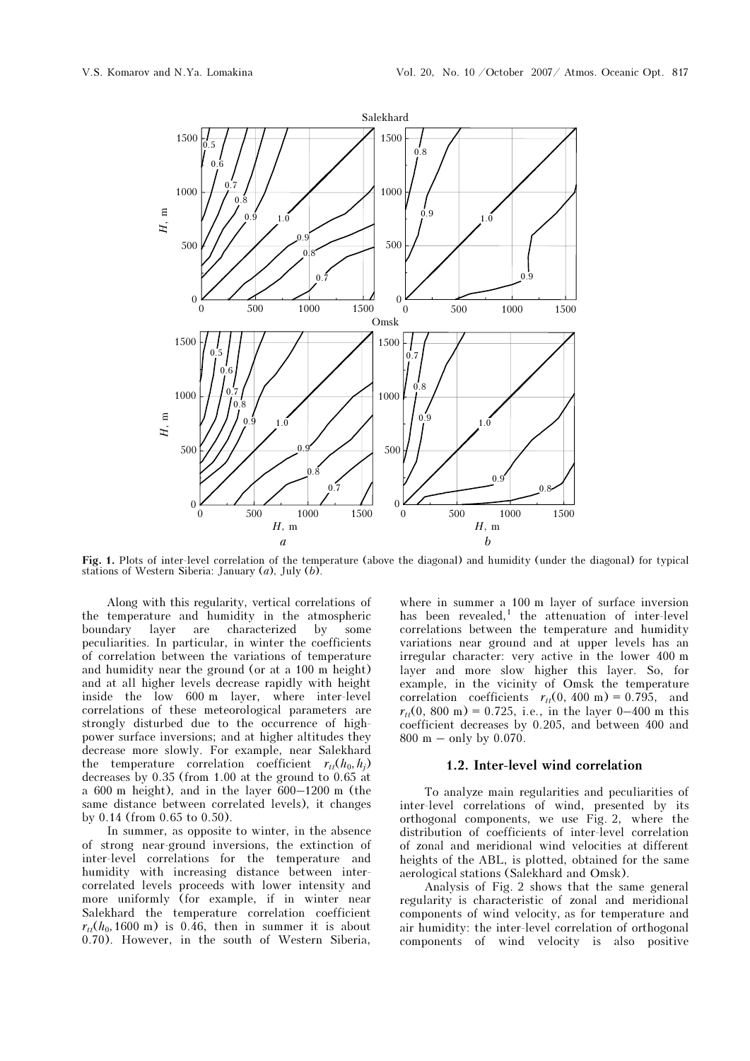Fig. 1. Plots of inter-level correlation of the temperature (above the diagonal) and humidity (under the diagonal) for typical stations of Western Siberia: January (*a*), July (*b*).

Along with this regularity, vertical correlations of the temperature and humidity in the atmospheric boundary layer are characterized by some peculiarities. In particular, in winter the coefficients of correlation between the variations of temperature and humidity near the ground (or at a 100 m height) and at all higher levels decrease rapidly with height inside the low 600 m layer, where inter-level correlations of these meteorological parameters are strongly disturbed due to the occurrence of high-power surface inversions; and at higher altitudes they decrease more slowly. For example, near Salekhard the temperature correlation coefficient $r_{tt}(h_0, h_j)$ decreases by 0.35 (from 1.00 at the ground to 0.65 at a 600 m height), and in the layer 600–1200 m (the same distance between correlated levels), it changes by 0.14 (from 0.65 to 0.50).

In summer, as opposite to winter, in the absence of strong near-ground inversions, the extinction of inter-level correlations for the temperature and humidity with increasing distance between inter-correlated levels proceeds with lower intensity and more uniformly (for example, if in winter near Salekhard the temperature correlation coefficient $r_{tt}(h_0, 1600\ \text{m})$ is 0.46, then in summer it is about 0.70). However, in the south of Western Siberia, where in summer a 100 m layer of surface inversion has been revealed,[1] the attenuation of inter-level correlations between the temperature and humidity variations near ground and at upper levels has an irregular character: very active in the lower 400 m layer and more slow higher this layer. So, for example, in the vicinity of Omsk the temperature correlation coefficients $r_{tt}(0, 400\ \text{m}) = 0.795$, and $r_{tt}(0, 800\ \text{m}) = 0.725$, i.e., in the layer 0–400 m this coefficient decreases by 0.205, and between 400 and 800 m – only by 0.070.

### 1.2. Inter-level wind correlation

To analyze main regularities and peculiarities of inter-level correlations of wind, presented by its orthogonal components, we use Fig. 2, where the distribution of coefficients of inter-level correlation of zonal and meridional wind velocities at different heights of the ABL, is plotted, obtained for the same aerological stations (Salekhard and Omsk).

Analysis of Fig. 2 shows that the same general regularity is characteristic of zonal and meridional components of wind velocity, as for temperature and air humidity: the inter-level correlation of orthogonal components of wind velocity is also positive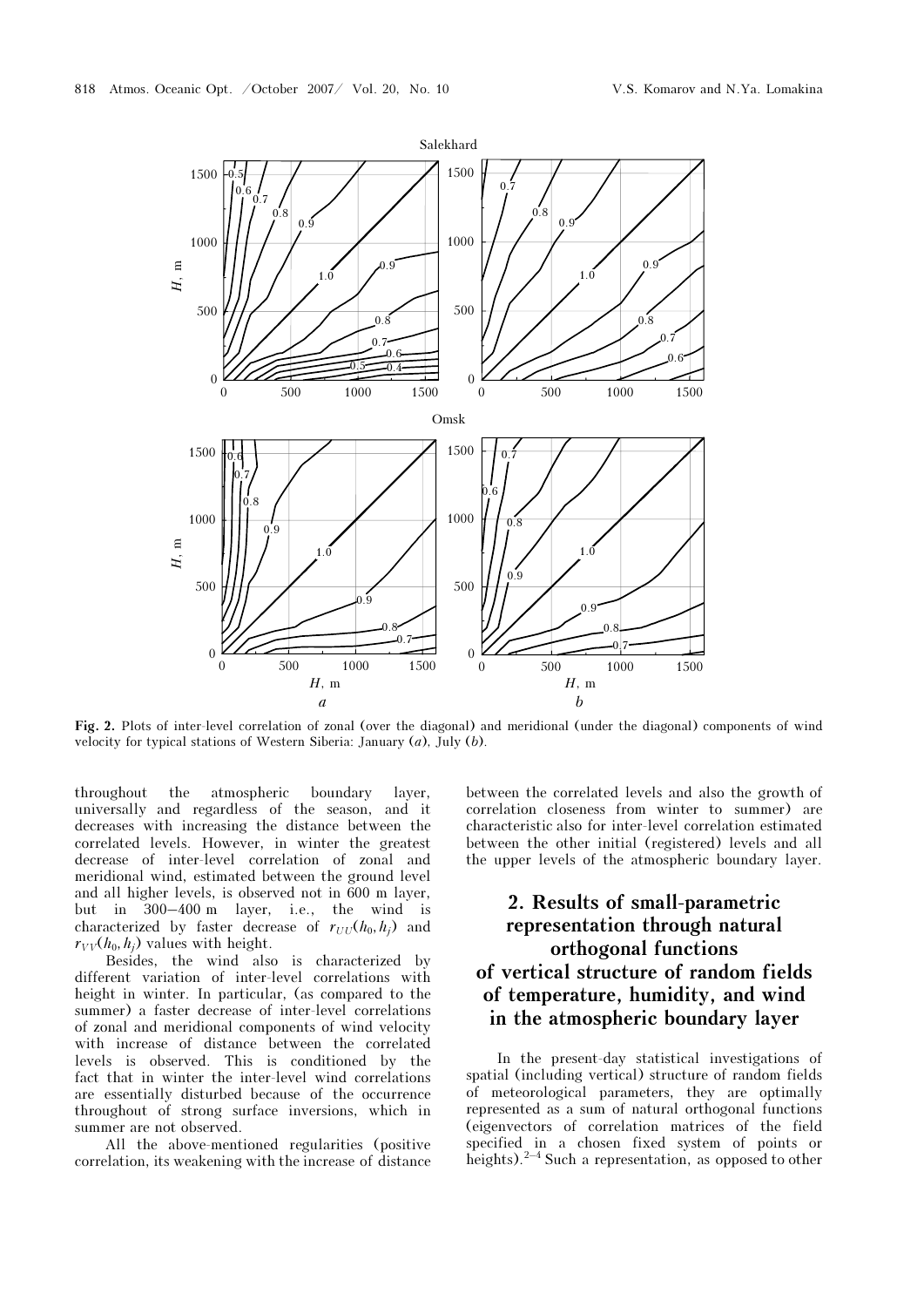Fig. 2. Plots of inter-level correlation of zonal (over the diagonal) and meridional (under the diagonal) components of wind velocity for typical stations of Western Siberia: January (*a*), July (*b*).

throughout the atmospheric boundary layer, universally and regardless of the season, and it decreases with increasing the distance between the correlated levels. However, in winter the greatest decrease of inter-level correlation of zonal and meridional wind, estimated between the ground level and all higher levels, is observed not in 600 m layer, but in 300–400 m layer, i.e., the wind is characterized by faster decrease of $r_{UU}(h_0, h_j)$ and $r_{VV}(h_0, h_j)$ values with height.

Besides, the wind also is characterized by different variation of inter-level correlations with height in winter. In particular, (as compared to the summer) a faster decrease of inter-level correlations of zonal and meridional components of wind velocity with increase of distance between the correlated levels is observed. This is conditioned by the fact that in winter the inter-level wind correlations are essentially disturbed because of the occurrence throughout of strong surface inversions, which in summer are not observed.

All the above-mentioned regularities (positive correlation, its weakening with the increase of distance between the correlated levels and also the growth of correlation closeness from winter to summer) are characteristic also for inter-level correlation estimated between the other initial (registered) levels and all the upper levels of the atmospheric boundary layer.

## 2. Results of small-parametric representation through natural orthogonal functions of vertical structure of random fields of temperature, humidity, and wind in the atmospheric boundary layer

In the present-day statistical investigations of spatial (including vertical) structure of random fields of meteorological parameters, they are optimally represented as a sum of natural orthogonal functions (eigenvectors of correlation matrices of the field specified in a chosen fixed system of points or heights).[2–4] Such a representation, as opposed to other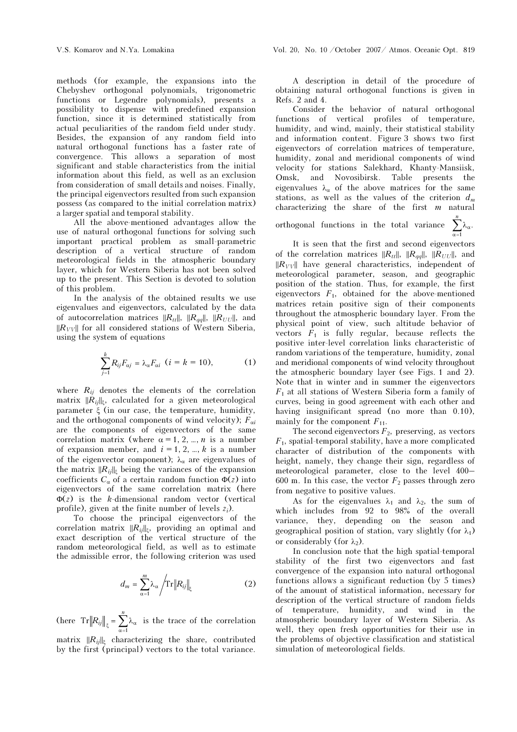methods (for example, the expansions into the Chebyshev orthogonal polynomials, trigonometric functions or Legendre polynomials), presents a possibility to dispense with predefined expansion function, since it is determined statistically from actual peculiarities of the random field under study. Besides, the expansion of any random field into natural orthogonal functions has a faster rate of convergence. This allows a separation of most significant and stable characteristics from the initial information about this field, as well as an exclusion from consideration of small details and noises. Finally, the principal eigenvectors resulted from such expansion possess (as compared to the initial correlation matrix) a larger spatial and temporal stability.

All the above-mentioned advantages allow the use of natural orthogonal functions for solving such important practical problem as small-parametric description of a vertical structure of random meteorological fields in the atmospheric boundary layer, which for Western Siberia has not been solved up to the present. This Section is devoted to solution of this problem.

In the analysis of the obtained results we use eigenvalues and eigenvectors, calculated by the data of autocorrelation matrices $\|R_{tt}\|$, $\|R_{qq}\|$, $\|R_{UU}\|$, and $\|R_{VV}\|$ for all considered stations of Western Siberia, using the system of equations

$$\sum_{j=1}^{k} R_{ij} F_{\alpha j} = \lambda_{\alpha} F_{\alpha i} \;\; (i = k = 10), \tag{1}$$

where $R_{ij}$ denotes the elements of the correlation matrix $\|R_{ij}\|_{\xi}$, calculated for a given meteorological parameter $\xi$ (in our case, the temperature, humidity, and the orthogonal components of wind velocity); $F_{\alpha i}$ are the components of eigenvectors of the same correlation matrix (where $\alpha = 1, 2, \ldots, n$ is a number of expansion member, and $i = 1, 2, \ldots, k$ is a number of the eigenvector component); $\lambda_{\alpha}$ are eigenvalues of the matrix $\|R_{ij}\|_{\xi}$ being the variances of the expansion coefficients $C_{\alpha}$ of a certain random function $\Phi(z)$ into eigenvectors of the same correlation matrix (here $\Phi(z)$ is the $k$-dimensional random vector (vertical profile), given at the finite number of levels $z_i$).

To choose the principal eigenvectors of the correlation matrix $\|R_{ij}\|_{\xi}$, providing an optimal and exact description of the vertical structure of the random meteorological field, as well as to estimate the admissible error, the following criterion was used

$$d_m = \sum_{\alpha=1}^{m} \lambda_{\alpha} \Big/ \mathrm{Tr}\|R_{ij}\|_{\xi} \tag{2}$$

(here $\mathrm{Tr}\|R_{ij}\|_{\xi} = \sum_{\alpha=1}^{n} \lambda_{\alpha}$ is the trace of the correlation matrix $\|R_{ij}\|_{\xi}$ characterizing the share, contributed by the first (principal) vectors to the total variance.

A description in detail of the procedure of obtaining natural orthogonal functions is given in Refs. 2 and 4.

Consider the behavior of natural orthogonal functions of vertical profiles of temperature, humidity, and wind, mainly, their statistical stability and information content. Figure 3 shows two first eigenvectors of correlation matrices of temperature, humidity, zonal and meridional components of wind velocity for stations Salekhard, Khanty-Mansiisk, Omsk, and Novosibirsk. Table presents the eigenvalues $\lambda_{\alpha}$ of the above matrices for the same stations, as well as the values of the criterion $d_m$ characterizing the share of the first $m$ natural orthogonal functions in the total variance $\sum_{\alpha=1}^{n} \lambda_{\alpha}$.

It is seen that the first and second eigenvectors of the correlation matrices $\|R_{tt}\|$, $\|R_{qq}\|$, $\|R_{UU}\|$, and $\|R_{VV}\|$ have general characteristics, independent of meteorological parameter, season, and geographic position of the station. Thus, for example, the first eigenvectors $F_1$, obtained for the above-mentioned matrices retain positive sign of their components throughout the atmospheric boundary layer. From the physical point of view, such altitude behavior of vectors $F_1$ is fully regular, because reflects the positive inter-level correlation links characteristic of random variations of the temperature, humidity, zonal and meridional components of wind velocity throughout the atmospheric boundary layer (see Figs. 1 and 2). Note that in winter and in summer the eigenvectors $F_1$ at all stations of Western Siberia form a family of curves, being in good agreement with each other and having insignificant spread (no more than 0.10), mainly for the component $F_{11}$.

The second eigenvectors $F_2$, preserving, as vectors $F_1$, spatial-temporal stability, have a more complicated character of distribution of the components with height, namely, they change their sign, regardless of meteorological parameter, close to the level 400–600 m. In this case, the vector $F_2$ passes through zero from negative to positive values.

As for the eigenvalues $\lambda_1$ and $\lambda_2$, the sum of which includes from 92 to 98% of the overall variance, they, depending on the season and geographical position of station, vary slightly (for $\lambda_1$) or considerably (for $\lambda_2$).

In conclusion note that the high spatial-temporal stability of the first two eigenvectors and fast convergence of the expansion into natural orthogonal functions allows a significant reduction (by 5 times) of the amount of statistical information, necessary for description of the vertical structure of random fields of temperature, humidity, and wind in the atmospheric boundary layer of Western Siberia. As well, they open fresh opportunities for their use in the problems of objective classification and statistical simulation of meteorological fields.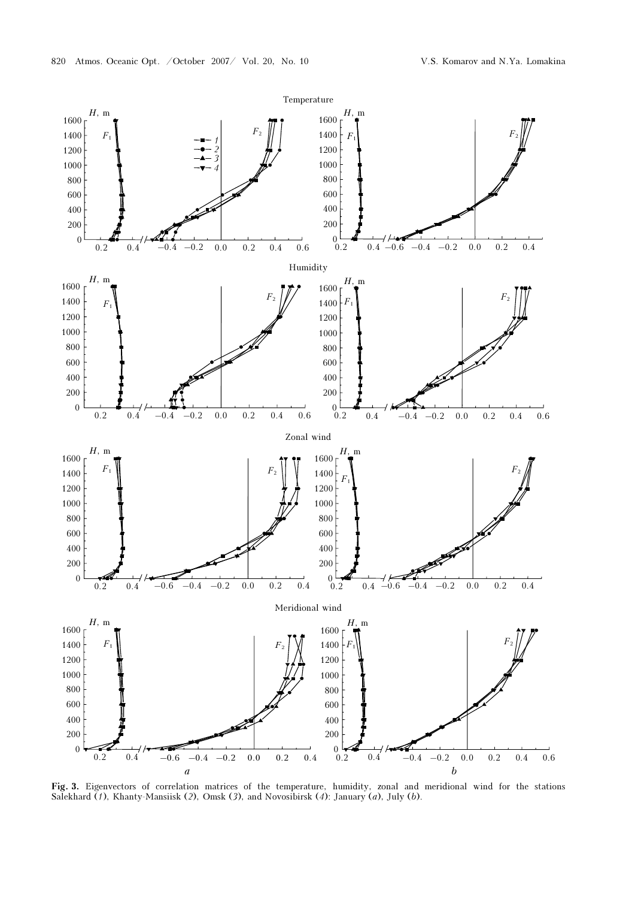**Fig. 3.** Eigenvectors of correlation matrices of the temperature, humidity, zonal and meridional wind for the stations Salekhard (*1*), Khanty-Mansiisk (*2*), Omsk (*3*), and Novosibirsk (*4*): January (*a*), July (*b*).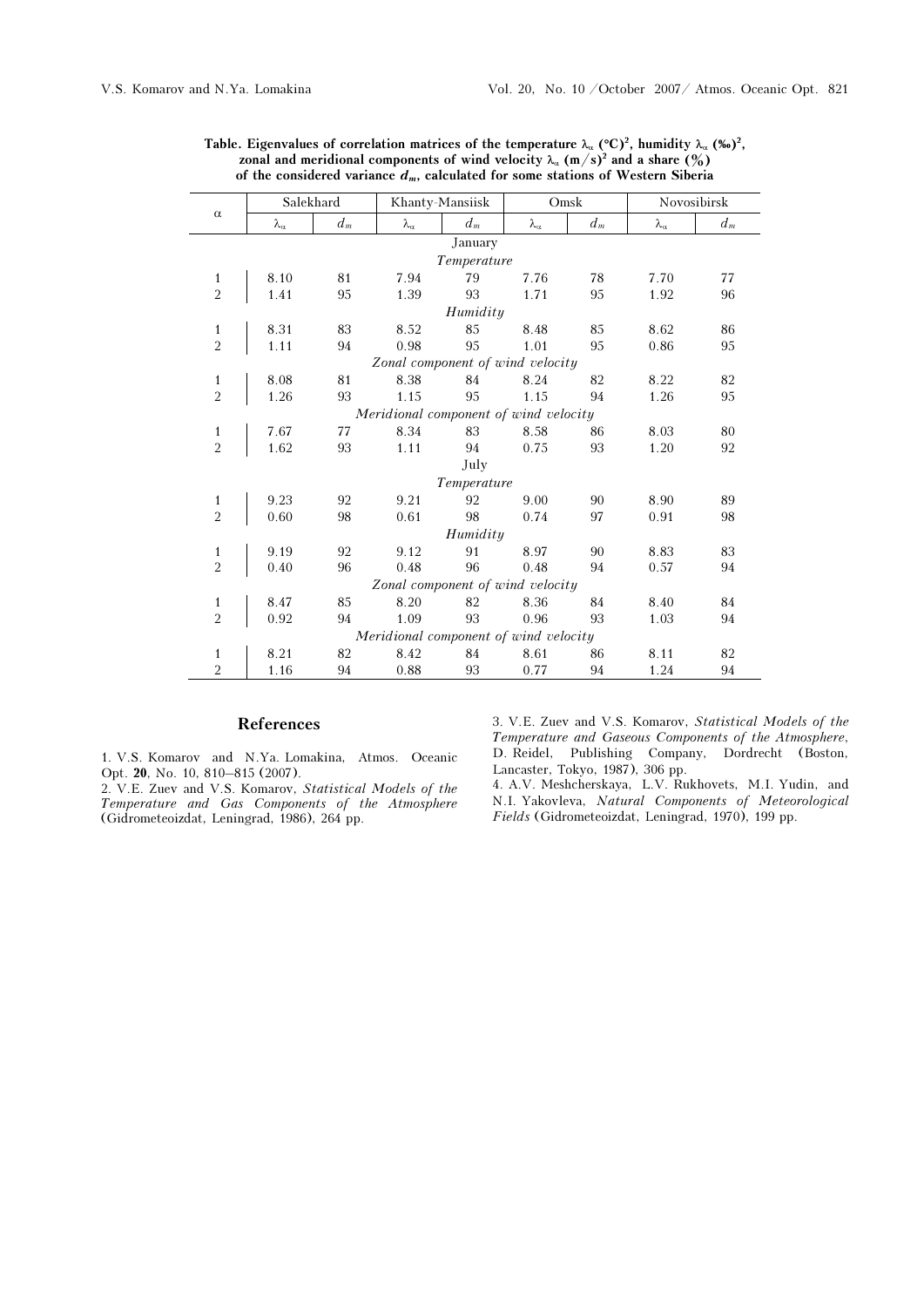**Table. Eigenvalues of correlation matrices of the temperature $\lambda_\alpha$ (°C)$^2$, humidity $\lambda_\alpha$ (‰)$^2$, zonal and meridional components of wind velocity $\lambda_\alpha$ (m/s)$^2$ and a share (%) of the considered variance $d_m$, calculated for some stations of Western Siberia**

| $\alpha$ | Salekhard | | Khanty-Mansiisk | | Omsk | | Novosibirsk | |
|---|---|---|---|---|---|---|---|---|
| | $\lambda_\alpha$ | $d_m$ | $\lambda_\alpha$ | $d_m$ | $\lambda_\alpha$ | $d_m$ | $\lambda_\alpha$ | $d_m$ |
| | | | | January | | | | |
| | | | | *Temperature* | | | | |
| 1 | 8.10 | 81 | 7.94 | 79 | 7.76 | 78 | 7.70 | 77 |
| 2 | 1.41 | 95 | 1.39 | 93 | 1.71 | 95 | 1.92 | 96 |
| | | | | *Humidity* | | | | |
| 1 | 8.31 | 83 | 8.52 | 85 | 8.48 | 85 | 8.62 | 86 |
| 2 | 1.11 | 94 | 0.98 | 95 | 1.01 | 95 | 0.86 | 95 |
| | | | | *Zonal component of wind velocity* | | | | |
| 1 | 8.08 | 81 | 8.38 | 84 | 8.24 | 82 | 8.22 | 82 |
| 2 | 1.26 | 93 | 1.15 | 95 | 1.15 | 94 | 1.26 | 95 |
| | | | | *Meridional component of wind velocity* | | | | |
| 1 | 7.67 | 77 | 8.34 | 83 | 8.58 | 86 | 8.03 | 80 |
| 2 | 1.62 | 93 | 1.11 | 94 | 0.75 | 93 | 1.20 | 92 |
| | | | | July | | | | |
| | | | | *Temperature* | | | | |
| 1 | 9.23 | 92 | 9.21 | 92 | 9.00 | 90 | 8.90 | 89 |
| 2 | 0.60 | 98 | 0.61 | 98 | 0.74 | 97 | 0.91 | 98 |
| | | | | *Humidity* | | | | |
| 1 | 9.19 | 92 | 9.12 | 91 | 8.97 | 90 | 8.83 | 83 |
| 2 | 0.40 | 96 | 0.48 | 96 | 0.48 | 94 | 0.57 | 94 |
| | | | | *Zonal component of wind velocity* | | | | |
| 1 | 8.47 | 85 | 8.20 | 82 | 8.36 | 84 | 8.40 | 84 |
| 2 | 0.92 | 94 | 1.09 | 93 | 0.96 | 93 | 1.03 | 94 |
| | | | | *Meridional component of wind velocity* | | | | |
| 1 | 8.21 | 82 | 8.42 | 84 | 8.61 | 86 | 8.11 | 82 |
| 2 | 1.16 | 94 | 0.88 | 93 | 0.77 | 94 | 1.24 | 94 |

## References

1. V.S. Komarov and N.Ya. Lomakina, Atmos. Oceanic Opt. **20**, No. 10, 810–815 (2007).
2. V.E. Zuev and V.S. Komarov, *Statistical Models of the Temperature and Gas Components of the Atmosphere* (Gidrometeoizdat, Leningrad, 1986), 264 pp.
3. V.E. Zuev and V.S. Komarov, *Statistical Models of the Temperature and Gaseous Components of the Atmosphere*, D. Reidel, Publishing Company, Dordrecht (Boston, Lancaster, Tokyo, 1987), 306 pp.
4. A.V. Meshcherskaya, L.V. Rukhovets, M.I. Yudin, and N.I. Yakovleva, *Natural Components of Meteorological Fields* (Gidrometeoizdat, Leningrad, 1970), 199 pp.